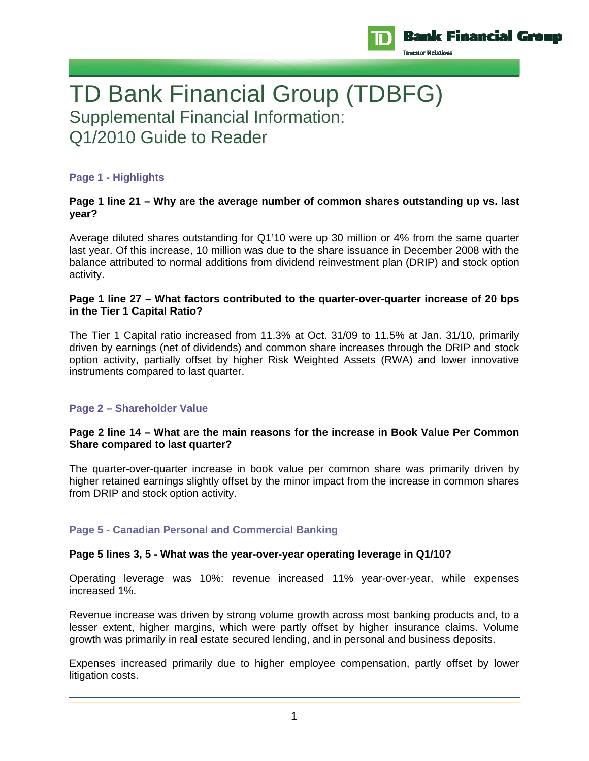# TD Bank Financial Group (TDBFG)

## Supplemental Financial Information: Q1/2010 Guide to Reader

### Page 1 - Highlights

**Page 1 line 21 – Why are the average number of common shares outstanding up vs. last year?**

Average diluted shares outstanding for Q1'10 were up 30 million or 4% from the same quarter last year. Of this increase, 10 million was due to the share issuance in December 2008 with the balance attributed to normal additions from dividend reinvestment plan (DRIP) and stock option activity.

**Page 1 line 27 – What factors contributed to the quarter-over-quarter increase of 20 bps in the Tier 1 Capital Ratio?**

The Tier 1 Capital ratio increased from 11.3% at Oct. 31/09 to 11.5% at Jan. 31/10, primarily driven by earnings (net of dividends) and common share increases through the DRIP and stock option activity, partially offset by higher Risk Weighted Assets (RWA) and lower innovative instruments compared to last quarter.

### Page 2 – Shareholder Value

**Page 2 line 14 – What are the main reasons for the increase in Book Value Per Common Share compared to last quarter?**

The quarter-over-quarter increase in book value per common share was primarily driven by higher retained earnings slightly offset by the minor impact from the increase in common shares from DRIP and stock option activity.

### Page 5 - Canadian Personal and Commercial Banking

**Page 5 lines 3, 5 - What was the year-over-year operating leverage in Q1/10?**

Operating leverage was 10%: revenue increased 11% year-over-year, while expenses increased 1%.

Revenue increase was driven by strong volume growth across most banking products and, to a lesser extent, higher margins, which were partly offset by higher insurance claims. Volume growth was primarily in real estate secured lending, and in personal and business deposits.

Expenses increased primarily due to higher employee compensation, partly offset by lower litigation costs.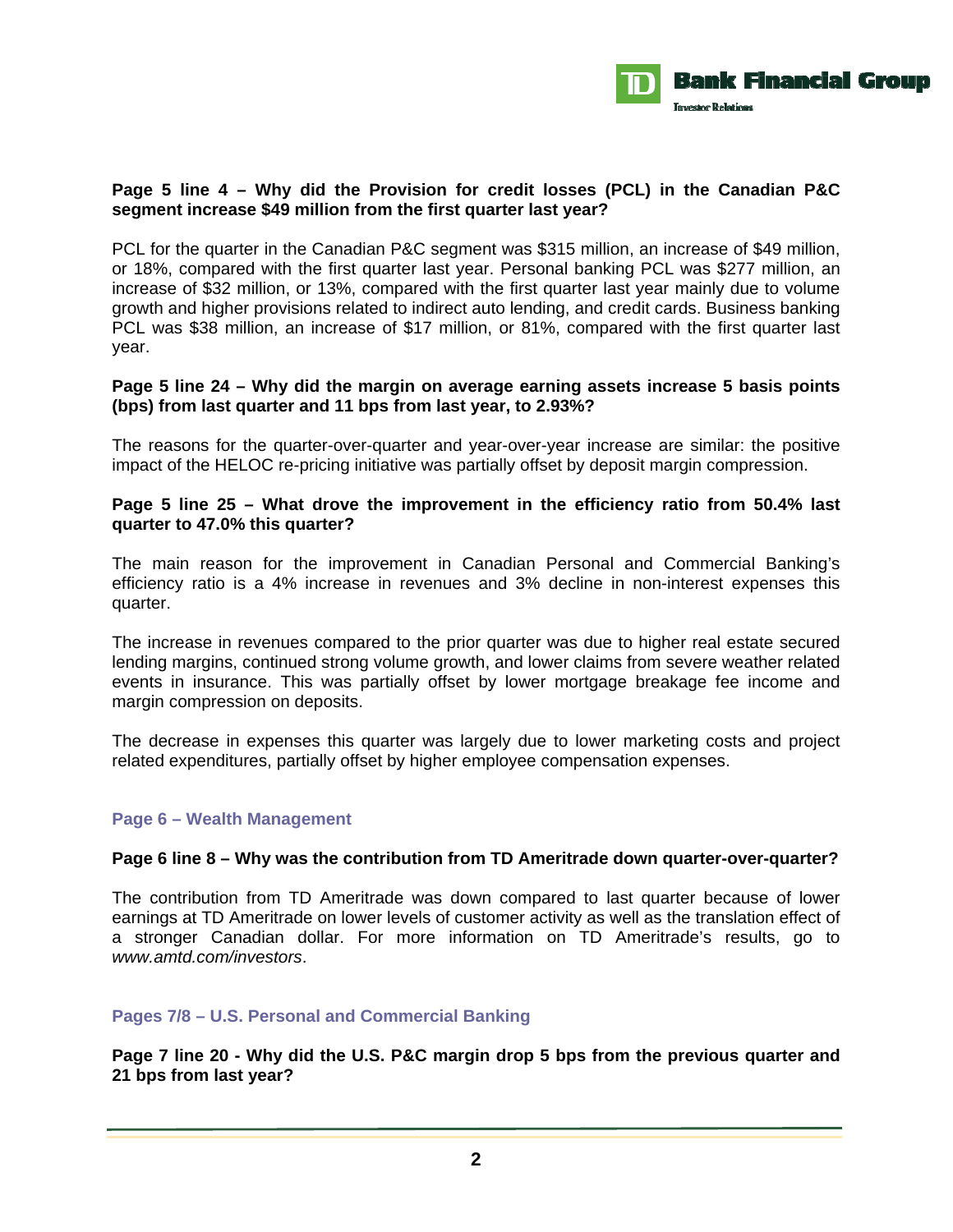**Page 5 line 4 – Why did the Provision for credit losses (PCL) in the Canadian P&C segment increase $49 million from the first quarter last year?**

PCL for the quarter in the Canadian P&C segment was $315 million, an increase of $49 million, or 18%, compared with the first quarter last year. Personal banking PCL was $277 million, an increase of $32 million, or 13%, compared with the first quarter last year mainly due to volume growth and higher provisions related to indirect auto lending, and credit cards. Business banking PCL was $38 million, an increase of $17 million, or 81%, compared with the first quarter last year.

**Page 5 line 24 – Why did the margin on average earning assets increase 5 basis points (bps) from last quarter and 11 bps from last year, to 2.93%?**

The reasons for the quarter-over-quarter and year-over-year increase are similar: the positive impact of the HELOC re-pricing initiative was partially offset by deposit margin compression.

**Page 5 line 25 – What drove the improvement in the efficiency ratio from 50.4% last quarter to 47.0% this quarter?**

The main reason for the improvement in Canadian Personal and Commercial Banking's efficiency ratio is a 4% increase in revenues and 3% decline in non-interest expenses this quarter.

The increase in revenues compared to the prior quarter was due to higher real estate secured lending margins, continued strong volume growth, and lower claims from severe weather related events in insurance. This was partially offset by lower mortgage breakage fee income and margin compression on deposits.

The decrease in expenses this quarter was largely due to lower marketing costs and project related expenditures, partially offset by higher employee compensation expenses.

## Page 6 – Wealth Management

**Page 6 line 8 – Why was the contribution from TD Ameritrade down quarter-over-quarter?**

The contribution from TD Ameritrade was down compared to last quarter because of lower earnings at TD Ameritrade on lower levels of customer activity as well as the translation effect of a stronger Canadian dollar. For more information on TD Ameritrade's results, go to *www.amtd.com/investors*.

## Pages 7/8 – U.S. Personal and Commercial Banking

**Page 7 line 20 - Why did the U.S. P&C margin drop 5 bps from the previous quarter and 21 bps from last year?**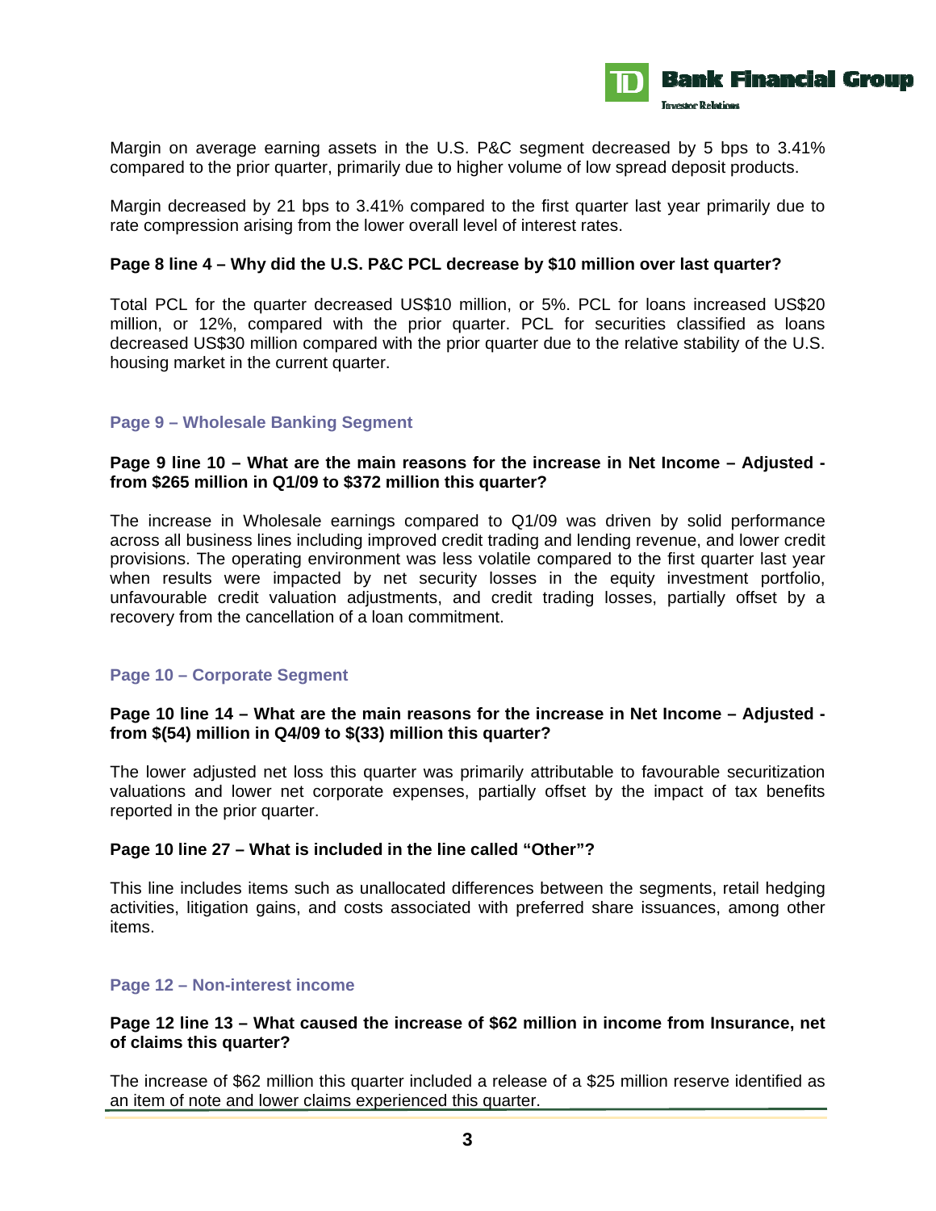Margin on average earning assets in the U.S. P&C segment decreased by 5 bps to 3.41% compared to the prior quarter, primarily due to higher volume of low spread deposit products.

Margin decreased by 21 bps to 3.41% compared to the first quarter last year primarily due to rate compression arising from the lower overall level of interest rates.

**Page 8 line 4 – Why did the U.S. P&C PCL decrease by $10 million over last quarter?**

Total PCL for the quarter decreased US$10 million, or 5%. PCL for loans increased US$20 million, or 12%, compared with the prior quarter. PCL for securities classified as loans decreased US$30 million compared with the prior quarter due to the relative stability of the U.S. housing market in the current quarter.

## Page 9 – Wholesale Banking Segment

**Page 9 line 10 – What are the main reasons for the increase in Net Income – Adjusted - from $265 million in Q1/09 to $372 million this quarter?**

The increase in Wholesale earnings compared to Q1/09 was driven by solid performance across all business lines including improved credit trading and lending revenue, and lower credit provisions. The operating environment was less volatile compared to the first quarter last year when results were impacted by net security losses in the equity investment portfolio, unfavourable credit valuation adjustments, and credit trading losses, partially offset by a recovery from the cancellation of a loan commitment.

## Page 10 – Corporate Segment

**Page 10 line 14 – What are the main reasons for the increase in Net Income – Adjusted - from $(54) million in Q4/09 to $(33) million this quarter?**

The lower adjusted net loss this quarter was primarily attributable to favourable securitization valuations and lower net corporate expenses, partially offset by the impact of tax benefits reported in the prior quarter.

**Page 10 line 27 – What is included in the line called "Other"?**

This line includes items such as unallocated differences between the segments, retail hedging activities, litigation gains, and costs associated with preferred share issuances, among other items.

## Page 12 – Non-interest income

**Page 12 line 13 – What caused the increase of $62 million in income from Insurance, net of claims this quarter?**

The increase of $62 million this quarter included a release of a $25 million reserve identified as an item of note and lower claims experienced this quarter.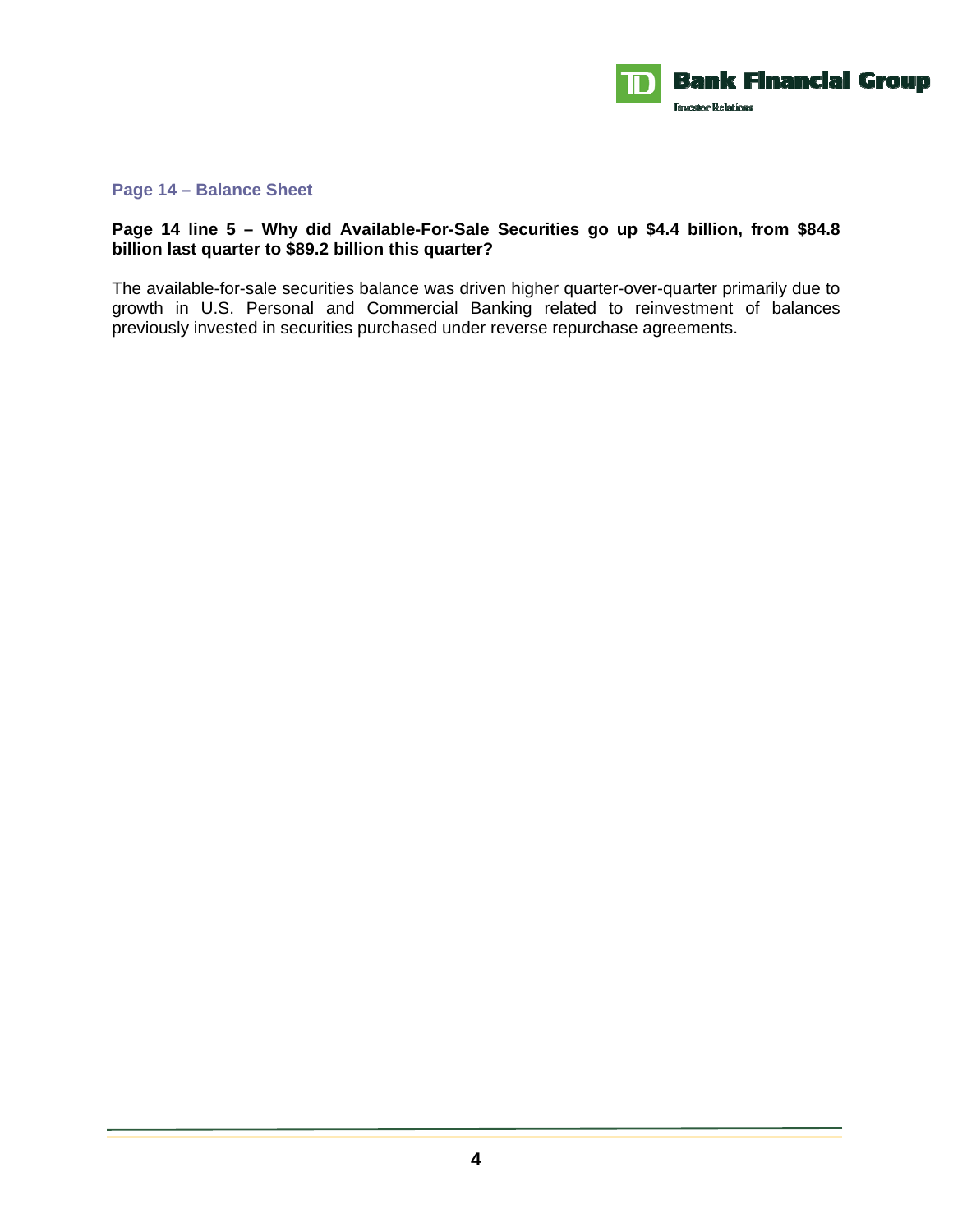## Page 14 – Balance Sheet

**Page 14 line 5 – Why did Available-For-Sale Securities go up $4.4 billion, from $84.8 billion last quarter to $89.2 billion this quarter?**

The available-for-sale securities balance was driven higher quarter-over-quarter primarily due to growth in U.S. Personal and Commercial Banking related to reinvestment of balances previously invested in securities purchased under reverse repurchase agreements.